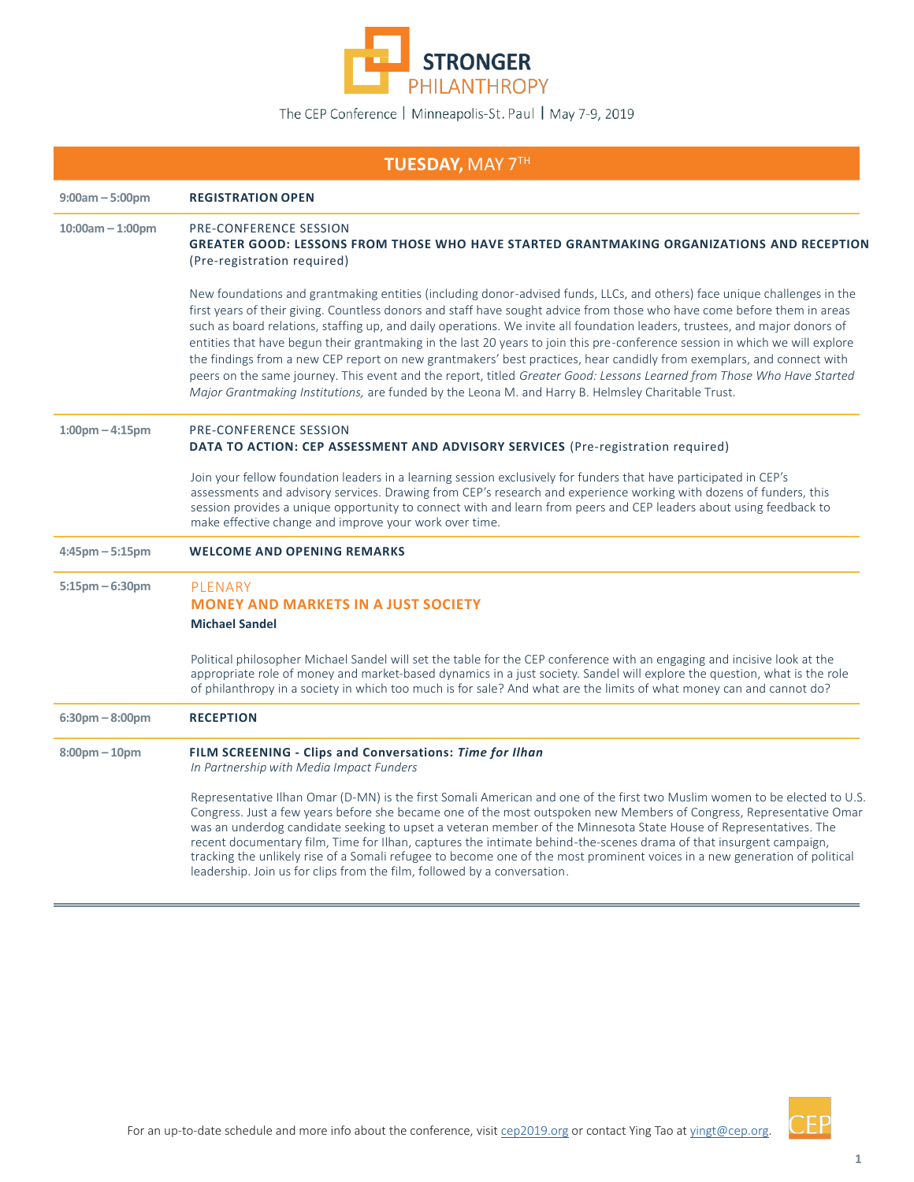# STRONGER PHILANTHROPY

The CEP Conference | Minneapolis-St. Paul | May 7-9, 2019

## TUESDAY, MAY 7TH

**9:00am – 5:00pm**

**REGISTRATION OPEN**

**10:00am – 1:00pm**

PRE-CONFERENCE SESSION
**GREATER GOOD: LESSONS FROM THOSE WHO HAVE STARTED GRANTMAKING ORGANIZATIONS AND RECEPTION** (Pre-registration required)

New foundations and grantmaking entities (including donor-advised funds, LLCs, and others) face unique challenges in the first years of their giving. Countless donors and staff have sought advice from those who have come before them in areas such as board relations, staffing up, and daily operations. We invite all foundation leaders, trustees, and major donors of entities that have begun their grantmaking in the last 20 years to join this pre-conference session in which we will explore the findings from a new CEP report on new grantmakers' best practices, hear candidly from exemplars, and connect with peers on the same journey. This event and the report, titled *Greater Good: Lessons Learned from Those Who Have Started Major Grantmaking Institutions,* are funded by the Leona M. and Harry B. Helmsley Charitable Trust.

**1:00pm – 4:15pm**

PRE-CONFERENCE SESSION
**DATA TO ACTION: CEP ASSESSMENT AND ADVISORY SERVICES** (Pre-registration required)

Join your fellow foundation leaders in a learning session exclusively for funders that have participated in CEP's assessments and advisory services. Drawing from CEP's research and experience working with dozens of funders, this session provides a unique opportunity to connect with and learn from peers and CEP leaders about using feedback to make effective change and improve your work over time.

**4:45pm – 5:15pm**

**WELCOME AND OPENING REMARKS**

**5:15pm – 6:30pm**

PLENARY
**MONEY AND MARKETS IN A JUST SOCIETY**
**Michael Sandel**

Political philosopher Michael Sandel will set the table for the CEP conference with an engaging and incisive look at the appropriate role of money and market-based dynamics in a just society. Sandel will explore the question, what is the role of philanthropy in a society in which too much is for sale? And what are the limits of what money can and cannot do?

**6:30pm – 8:00pm**

**RECEPTION**

**8:00pm – 10pm**

**FILM SCREENING - Clips and Conversations: *Time for Ilhan***
*In Partnership with Media Impact Funders*

Representative Ilhan Omar (D-MN) is the first Somali American and one of the first two Muslim women to be elected to U.S. Congress. Just a few years before she became one of the most outspoken new Members of Congress, Representative Omar was an underdog candidate seeking to upset a veteran member of the Minnesota State House of Representatives. The recent documentary film, Time for Ilhan, captures the intimate behind-the-scenes drama of that insurgent campaign, tracking the unlikely rise of a Somali refugee to become one of the most prominent voices in a new generation of political leadership. Join us for clips from the film, followed by a conversation.

For an up-to-date schedule and more info about the conference, visit cep2019.org or contact Ying Tao at yingt@cep.org.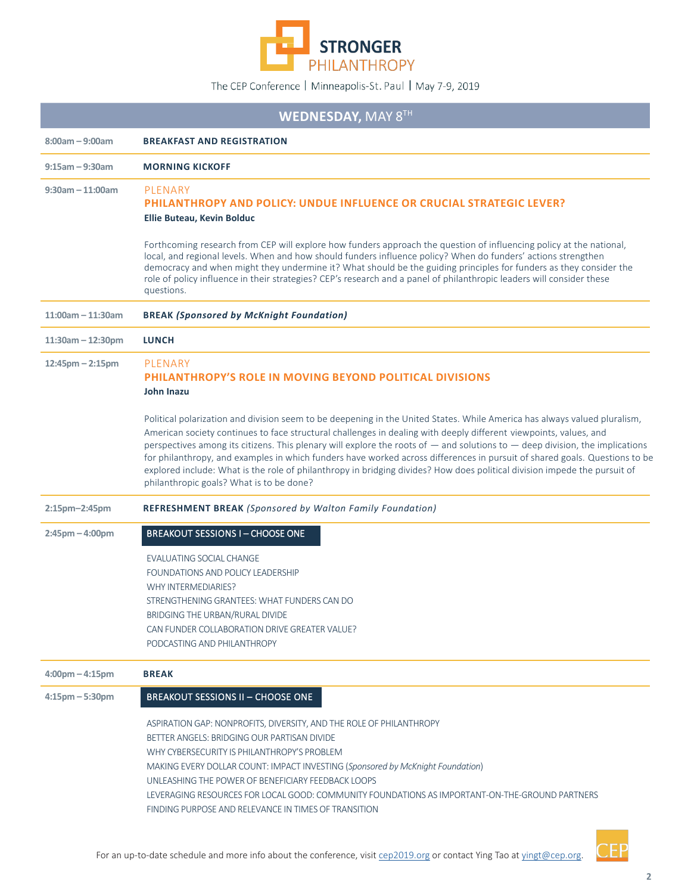# STRONGER PHILANTHROPY

The CEP Conference | Minneapolis-St. Paul | May 7-9, 2019

## WEDNESDAY, MAY 8TH

**8:00am – 9:00am** — **BREAKFAST AND REGISTRATION**

**9:15am – 9:30am** — **MORNING KICKOFF**

**9:30am – 11:00am** — PLENARY

### PHILANTHROPY AND POLICY: UNDUE INFLUENCE OR CRUCIAL STRATEGIC LEVER?

**Ellie Buteau, Kevin Bolduc**

Forthcoming research from CEP will explore how funders approach the question of influencing policy at the national, local, and regional levels. When and how should funders influence policy? When do funders' actions strengthen democracy and when might they undermine it? What should be the guiding principles for funders as they consider the role of policy influence in their strategies? CEP's research and a panel of philanthropic leaders will consider these questions.

**11:00am – 11:30am** — **BREAK *(Sponsored by McKnight Foundation)***

**11:30am – 12:30pm** — **LUNCH**

**12:45pm – 2:15pm** — PLENARY

### PHILANTHROPY'S ROLE IN MOVING BEYOND POLITICAL DIVISIONS

**John Inazu**

Political polarization and division seem to be deepening in the United States. While America has always valued pluralism, American society continues to face structural challenges in dealing with deeply different viewpoints, values, and perspectives among its citizens. This plenary will explore the roots of — and solutions to — deep division, the implications for philanthropy, and examples in which funders have worked across differences in pursuit of shared goals. Questions to be explored include: What is the role of philanthropy in bridging divides? How does political division impede the pursuit of philanthropic goals? What is to be done?

**2:15pm–2:45pm** — **REFRESHMENT BREAK** *(Sponsored by Walton Family Foundation)*

**2:45pm – 4:00pm** — **BREAKOUT SESSIONS I – CHOOSE ONE**

- EVALUATING SOCIAL CHANGE
- FOUNDATIONS AND POLICY LEADERSHIP
- WHY INTERMEDIARIES?
- STRENGTHENING GRANTEES: WHAT FUNDERS CAN DO
- BRIDGING THE URBAN/RURAL DIVIDE
- CAN FUNDER COLLABORATION DRIVE GREATER VALUE?
- PODCASTING AND PHILANTHROPY

**4:00pm – 4:15pm** — **BREAK**

**4:15pm – 5:30pm** — **BREAKOUT SESSIONS II – CHOOSE ONE**

- ASPIRATION GAP: NONPROFITS, DIVERSITY, AND THE ROLE OF PHILANTHROPY
- BETTER ANGELS: BRIDGING OUR PARTISAN DIVIDE
- WHY CYBERSECURITY IS PHILANTHROPY'S PROBLEM
- MAKING EVERY DOLLAR COUNT: IMPACT INVESTING (*Sponsored by McKnight Foundation*)
- UNLEASHING THE POWER OF BENEFICIARY FEEDBACK LOOPS
- LEVERAGING RESOURCES FOR LOCAL GOOD: COMMUNITY FOUNDATIONS AS IMPORTANT-ON-THE-GROUND PARTNERS
- FINDING PURPOSE AND RELEVANCE IN TIMES OF TRANSITION

For an up-to-date schedule and more info about the conference, visit cep2019.org or contact Ying Tao at yingt@cep.org.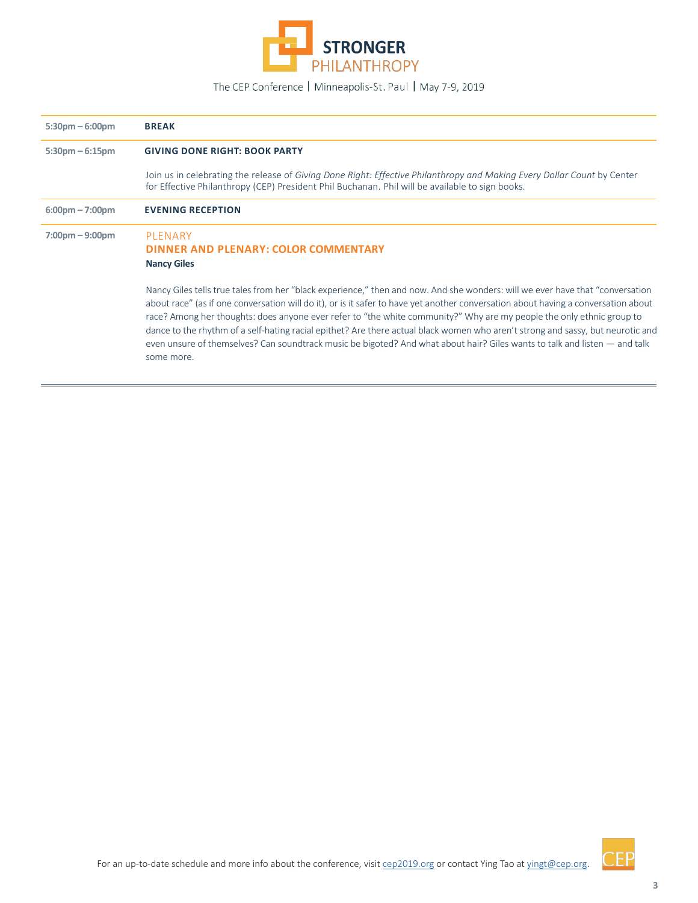| | |
|---|---|
| 5:30pm – 6:00pm | **BREAK** |
| 5:30pm – 6:15pm | **GIVING DONE RIGHT: BOOK PARTY**<br><br>Join us in celebrating the release of *Giving Done Right: Effective Philanthropy and Making Every Dollar Count* by Center for Effective Philanthropy (CEP) President Phil Buchanan. Phil will be available to sign books. |
| 6:00pm – 7:00pm | **EVENING RECEPTION** |
| 7:00pm – 9:00pm | PLENARY<br>**DINNER AND PLENARY: COLOR COMMENTARY**<br>**Nancy Giles**<br><br>Nancy Giles tells true tales from her "black experience," then and now. And she wonders: will we ever have that "conversation about race" (as if one conversation will do it), or is it safer to have yet another conversation about having a conversation about race? Among her thoughts: does anyone ever refer to "the white community?" Why are my people the only ethnic group to dance to the rhythm of a self-hating racial epithet? Are there actual black women who aren't strong and sassy, but neurotic and even unsure of themselves? Can soundtrack music be bigoted? And what about hair? Giles wants to talk and listen — and talk some more. |

For an up-to-date schedule and more info about the conference, visit cep2019.org or contact Ying Tao at yingt@cep.org.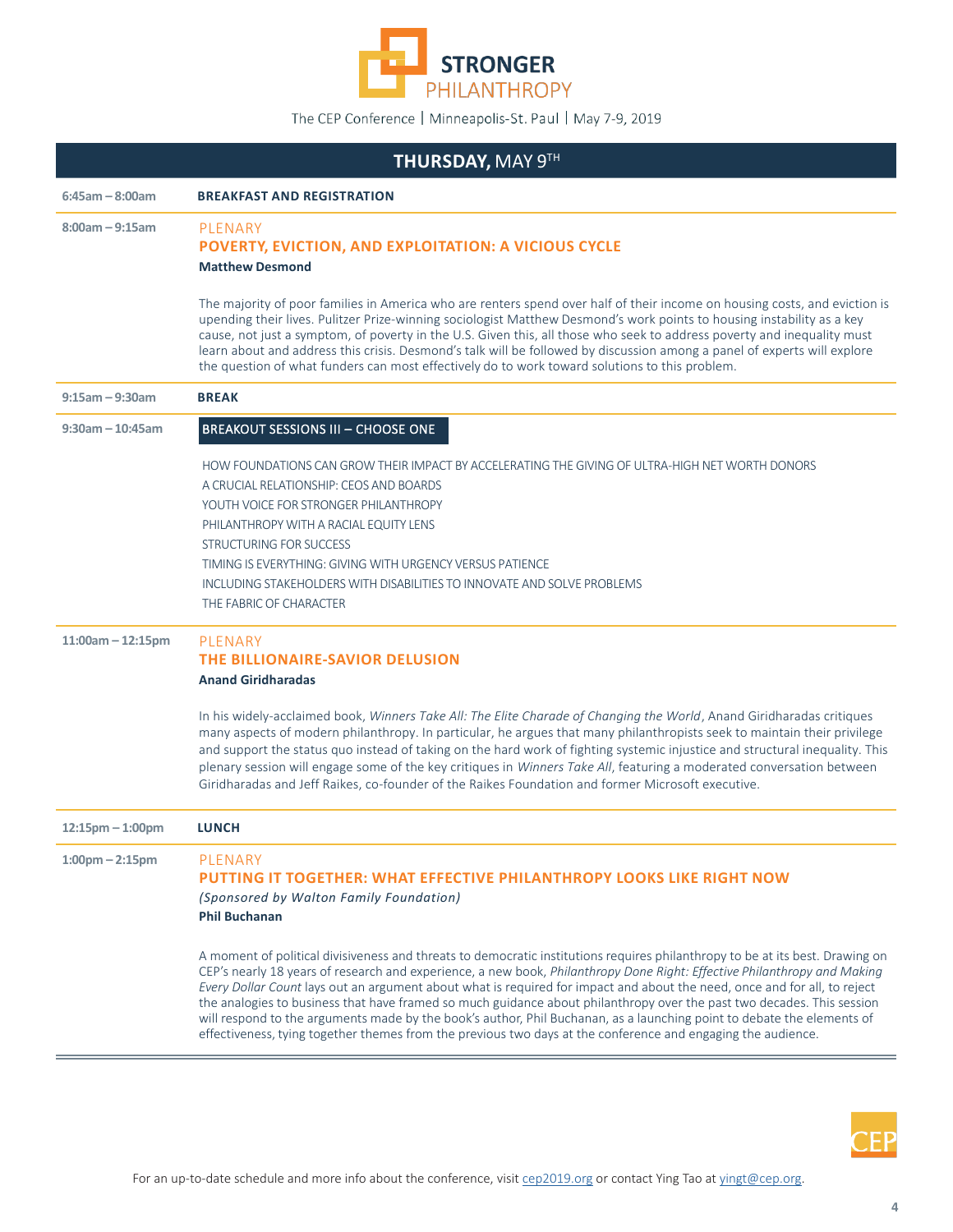# STRONGER PHILANTHROPY

The CEP Conference | Minneapolis-St. Paul | May 7-9, 2019

## THURSDAY, MAY 9TH

**6:45am – 8:00am** — **BREAKFAST AND REGISTRATION**

**8:00am – 9:15am**

PLENARY

### POVERTY, EVICTION, AND EXPLOITATION: A VICIOUS CYCLE

**Matthew Desmond**

The majority of poor families in America who are renters spend over half of their income on housing costs, and eviction is upending their lives. Pulitzer Prize-winning sociologist Matthew Desmond's work points to housing instability as a key cause, not just a symptom, of poverty in the U.S. Given this, all those who seek to address poverty and inequality must learn about and address this crisis. Desmond's talk will be followed by discussion among a panel of experts will explore the question of what funders can most effectively do to work toward solutions to this problem.

**9:15am – 9:30am** — **BREAK**

**9:30am – 10:45am**

**BREAKOUT SESSIONS III – CHOOSE ONE**

- HOW FOUNDATIONS CAN GROW THEIR IMPACT BY ACCELERATING THE GIVING OF ULTRA-HIGH NET WORTH DONORS
- A CRUCIAL RELATIONSHIP: CEOS AND BOARDS
- YOUTH VOICE FOR STRONGER PHILANTHROPY
- PHILANTHROPY WITH A RACIAL EQUITY LENS
- STRUCTURING FOR SUCCESS
- TIMING IS EVERYTHING: GIVING WITH URGENCY VERSUS PATIENCE
- INCLUDING STAKEHOLDERS WITH DISABILITIES TO INNOVATE AND SOLVE PROBLEMS
- THE FABRIC OF CHARACTER

**11:00am – 12:15pm**

PLENARY

### THE BILLIONAIRE-SAVIOR DELUSION

**Anand Giridharadas**

In his widely-acclaimed book, *Winners Take All: The Elite Charade of Changing the World*, Anand Giridharadas critiques many aspects of modern philanthropy. In particular, he argues that many philanthropists seek to maintain their privilege and support the status quo instead of taking on the hard work of fighting systemic injustice and structural inequality. This plenary session will engage some of the key critiques in *Winners Take All*, featuring a moderated conversation between Giridharadas and Jeff Raikes, co-founder of the Raikes Foundation and former Microsoft executive.

**12:15pm – 1:00pm** — **LUNCH**

**1:00pm – 2:15pm**

PLENARY

### PUTTING IT TOGETHER: WHAT EFFECTIVE PHILANTHROPY LOOKS LIKE RIGHT NOW

*(Sponsored by Walton Family Foundation)*

**Phil Buchanan**

A moment of political divisiveness and threats to democratic institutions requires philanthropy to be at its best. Drawing on CEP's nearly 18 years of research and experience, a new book, *Philanthropy Done Right: Effective Philanthropy and Making Every Dollar Count* lays out an argument about what is required for impact and about the need, once and for all, to reject the analogies to business that have framed so much guidance about philanthropy over the past two decades. This session will respond to the arguments made by the book's author, Phil Buchanan, as a launching point to debate the elements of effectiveness, tying together themes from the previous two days at the conference and engaging the audience.

For an up-to-date schedule and more info about the conference, visit cep2019.org or contact Ying Tao at yingt@cep.org.